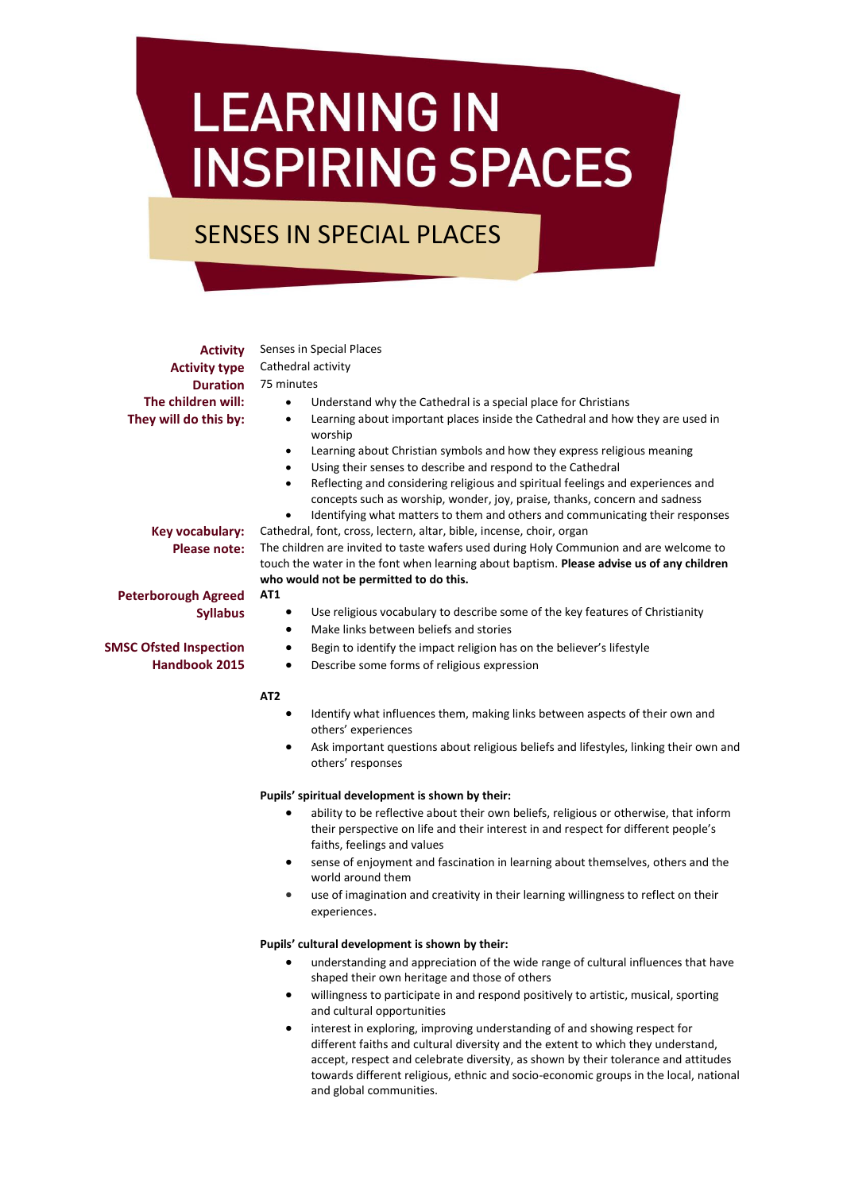# LEARNING IN INSPIRING SPACES

## SENSES IN SPECIAL PLACES

**Activity** Senses in Special Places

**Activity type** Cathedral activity

**Duration** 75 minutes

**The children will:**

**They will do this by:**

- Understand why the Cathedral is a special place for Christians
- Learning about important places inside the Cathedral and how they are used in worship
- Learning about Christian symbols and how they express religious meaning
- Using their senses to describe and respond to the Cathedral
- Reflecting and considering religious and spiritual feelings and experiences and concepts such as worship, wonder, joy, praise, thanks, concern and sadness
- Identifying what matters to them and others and communicating their responses

**Key vocabulary:** Cathedral, font, cross, lectern, altar, bible, incense, choir, organ

**Please note:** The children are invited to taste wafers used during Holy Communion and are welcome to touch the water in the font when learning about baptism. **Please advise us of any children who would not be permitted to do this.**

**Peterborough Agreed Syllabus**

**SMSC Ofsted Inspection Handbook 2015**

**AT1**

- Use religious vocabulary to describe some of the key features of Christianity
- Make links between beliefs and stories
- Begin to identify the impact religion has on the believer's lifestyle
- Describe some forms of religious expression

**AT2**

- Identify what influences them, making links between aspects of their own and others' experiences
- Ask important questions about religious beliefs and lifestyles, linking their own and others' responses

**Pupils' spiritual development is shown by their:**

- ability to be reflective about their own beliefs, religious or otherwise, that inform their perspective on life and their interest in and respect for different people's faiths, feelings and values
- sense of enjoyment and fascination in learning about themselves, others and the world around them
- use of imagination and creativity in their learning willingness to reflect on their experiences.

**Pupils' cultural development is shown by their:**

- understanding and appreciation of the wide range of cultural influences that have shaped their own heritage and those of others
- willingness to participate in and respond positively to artistic, musical, sporting and cultural opportunities
- interest in exploring, improving understanding of and showing respect for different faiths and cultural diversity and the extent to which they understand, accept, respect and celebrate diversity, as shown by their tolerance and attitudes towards different religious, ethnic and socio-economic groups in the local, national and global communities.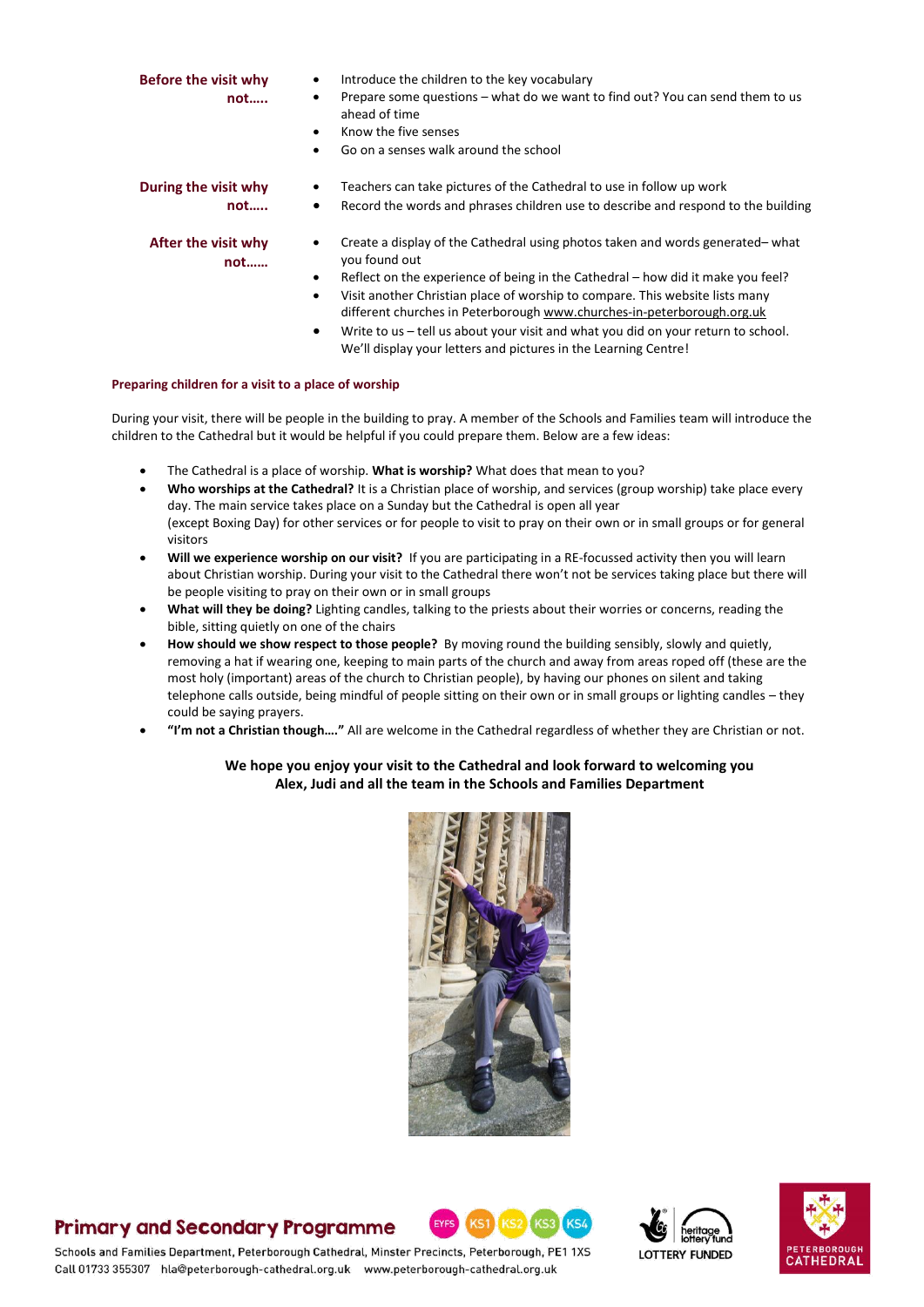**Before the visit why not…..**

- Introduce the children to the key vocabulary
- Prepare some questions – what do we want to find out? You can send them to us ahead of time
- Know the five senses
- Go on a senses walk around the school

**During the visit why not…..**

- Teachers can take pictures of the Cathedral to use in follow up work
- Record the words and phrases children use to describe and respond to the building

**After the visit why not……**

- Create a display of the Cathedral using photos taken and words generated– what you found out
- Reflect on the experience of being in the Cathedral – how did it make you feel?
- Visit another Christian place of worship to compare. This website lists many different churches in Peterborough www.churches-in-peterborough.org.uk
- Write to us – tell us about your visit and what you did on your return to school. We'll display your letters and pictures in the Learning Centre!

**Preparing children for a visit to a place of worship**

During your visit, there will be people in the building to pray. A member of the Schools and Families team will introduce the children to the Cathedral but it would be helpful if you could prepare them. Below are a few ideas:

- The Cathedral is a place of worship. **What is worship?** What does that mean to you?
- **Who worships at the Cathedral?** It is a Christian place of worship, and services (group worship) take place every day. The main service takes place on a Sunday but the Cathedral is open all year (except Boxing Day) for other services or for people to visit to pray on their own or in small groups or for general visitors
- **Will we experience worship on our visit?** If you are participating in a RE-focussed activity then you will learn about Christian worship. During your visit to the Cathedral there won't not be services taking place but there will be people visiting to pray on their own or in small groups
- **What will they be doing?** Lighting candles, talking to the priests about their worries or concerns, reading the bible, sitting quietly on one of the chairs
- **How should we show respect to those people?** By moving round the building sensibly, slowly and quietly, removing a hat if wearing one, keeping to main parts of the church and away from areas roped off (these are the most holy (important) areas of the church to Christian people), by having our phones on silent and taking telephone calls outside, being mindful of people sitting on their own or in small groups or lighting candles – they could be saying prayers.
- **"I'm not a Christian though…."** All are welcome in the Cathedral regardless of whether they are Christian or not.

**We hope you enjoy your visit to the Cathedral and look forward to welcoming you**
**Alex, Judi and all the team in the Schools and Families Department**

**Primary and Secondary Programme**

EYFS KS1 KS2 KS3 KS4

Schools and Families Department, Peterborough Cathedral, Minster Precincts, Peterborough, PE1 1XS
Call 01733 355307 hla@peterborough-cathedral.org.uk www.peterborough-cathedral.org.uk

heritage lottery fund
LOTTERY FUNDED

PETERBOROUGH CATHEDRAL